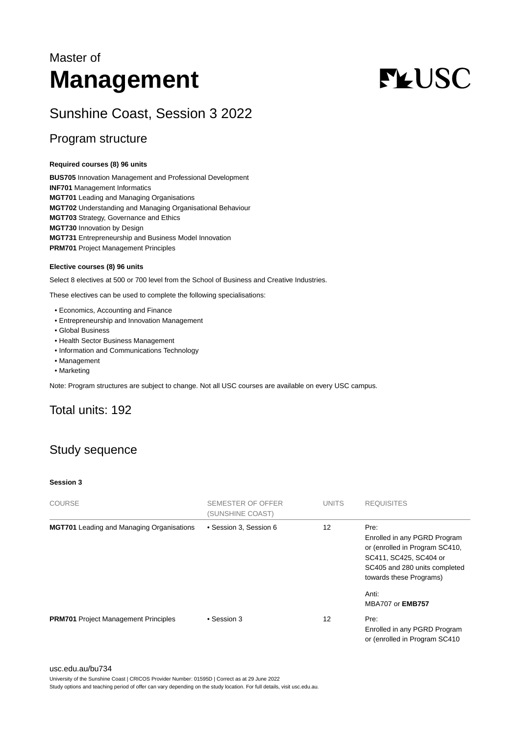Master of

# Management

## Sunshine Coast, Session 3 2022

## Program structure

**Required courses (8) 96 units**

**BUS705** Innovation Management and Professional Development
**INF701** Management Informatics
**MGT701** Leading and Managing Organisations
**MGT702** Understanding and Managing Organisational Behaviour
**MGT703** Strategy, Governance and Ethics
**MGT730** Innovation by Design
**MGT731** Entrepreneurship and Business Model Innovation
**PRM701** Project Management Principles

**Elective courses (8) 96 units**

Select 8 electives at 500 or 700 level from the School of Business and Creative Industries.

These electives can be used to complete the following specialisations:

- Economics, Accounting and Finance
- Entrepreneurship and Innovation Management
- Global Business
- Health Sector Business Management
- Information and Communications Technology
- Management
- Marketing

Note: Program structures are subject to change. Not all USC courses are available on every USC campus.

## Total units: 192

## Study sequence

**Session 3**

| COURSE | SEMESTER OF OFFER (SUNSHINE COAST) | UNITS | REQUISITES |
|---|---|---|---|
| **MGT701** Leading and Managing Organisations | • Session 3, Session 6 | 12 | Pre: Enrolled in any PGRD Program or (enrolled in Program SC410, SC411, SC425, SC404 or SC405 and 280 units completed towards these Programs)<br><br>Anti: MBA707 or **EMB757** |
| **PRM701** Project Management Principles | • Session 3 | 12 | Pre: Enrolled in any PGRD Program or (enrolled in Program SC410 |

usc.edu.au/bu734

University of the Sunshine Coast | CRICOS Provider Number: 01595D | Correct as at 29 June 2022
Study options and teaching period of offer can vary depending on the study location. For full details, visit usc.edu.au.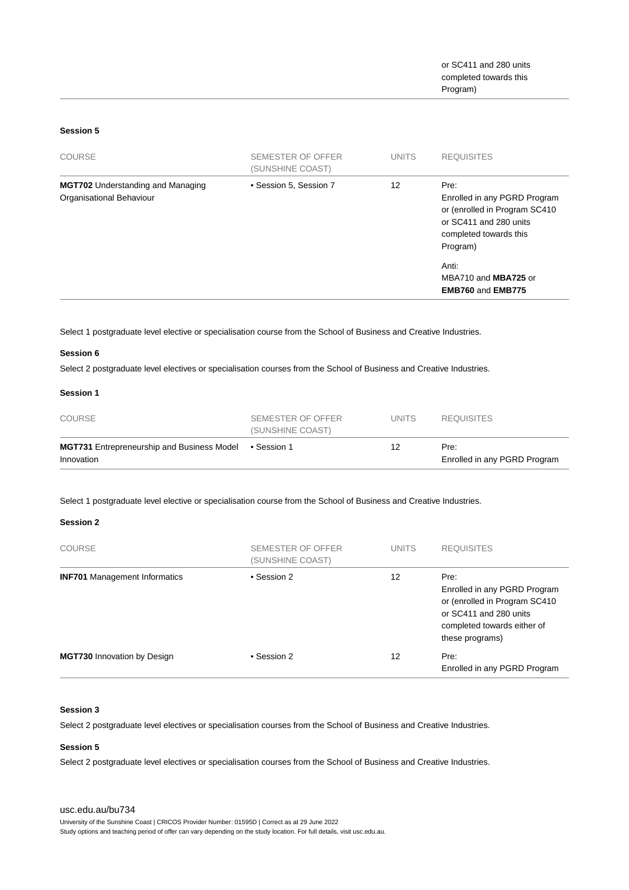or SC411 and 280 units completed towards this Program)

**Session 5**

| COURSE | SEMESTER OF OFFER (SUNSHINE COAST) | UNITS | REQUISITES |
|---|---|---|---|
| **MGT702** Understanding and Managing Organisational Behaviour | • Session 5, Session 7 | 12 | Pre: Enrolled in any PGRD Program or (enrolled in Program SC410 or SC411 and 280 units completed towards this Program)<br><br>Anti: MBA710 and **MBA725** or **EMB760** and **EMB775** |

Select 1 postgraduate level elective or specialisation course from the School of Business and Creative Industries.

**Session 6**

Select 2 postgraduate level electives or specialisation courses from the School of Business and Creative Industries.

**Session 1**

| COURSE | SEMESTER OF OFFER (SUNSHINE COAST) | UNITS | REQUISITES |
|---|---|---|---|
| **MGT731** Entrepreneurship and Business Model Innovation | • Session 1 | 12 | Pre: Enrolled in any PGRD Program |

Select 1 postgraduate level elective or specialisation course from the School of Business and Creative Industries.

**Session 2**

| COURSE | SEMESTER OF OFFER (SUNSHINE COAST) | UNITS | REQUISITES |
|---|---|---|---|
| **INF701** Management Informatics | • Session 2 | 12 | Pre: Enrolled in any PGRD Program or (enrolled in Program SC410 or SC411 and 280 units completed towards either of these programs) |
| **MGT730** Innovation by Design | • Session 2 | 12 | Pre: Enrolled in any PGRD Program |

**Session 3**

Select 2 postgraduate level electives or specialisation courses from the School of Business and Creative Industries.

**Session 5**

Select 2 postgraduate level electives or specialisation courses from the School of Business and Creative Industries.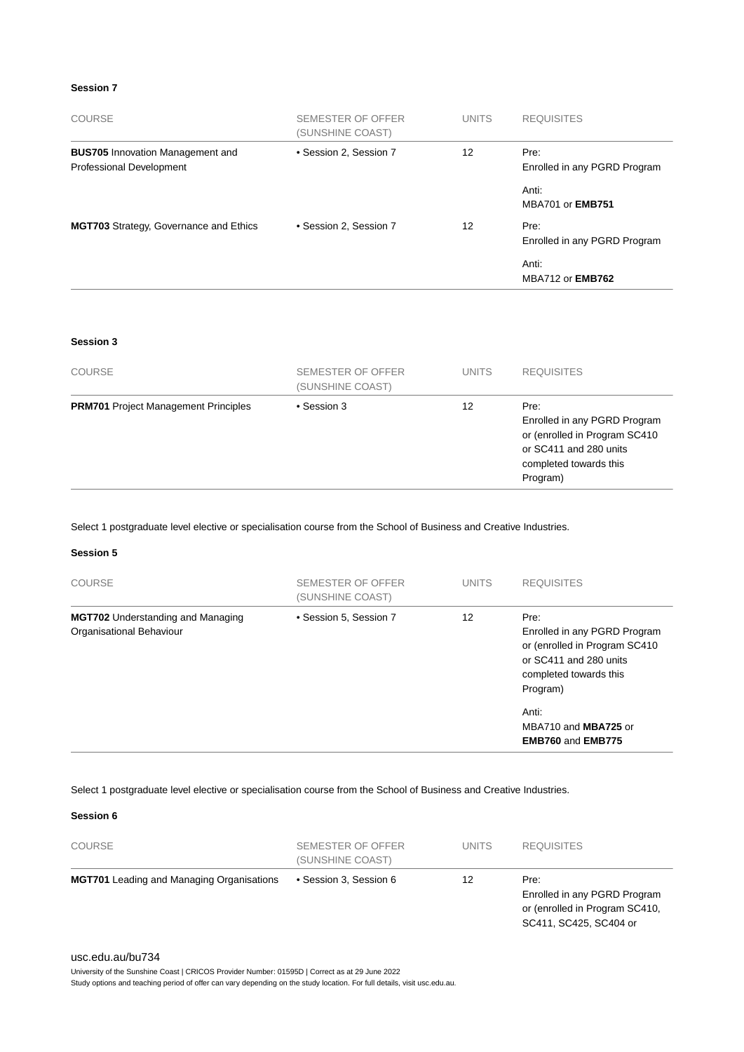**Session 7**

| COURSE | SEMESTER OF OFFER (SUNSHINE COAST) | UNITS | REQUISITES |
|---|---|---|---|
| **BUS705** Innovation Management and Professional Development | • Session 2, Session 7 | 12 | Pre: Enrolled in any PGRD Program<br><br>Anti: MBA701 or **EMB751** |
| **MGT703** Strategy, Governance and Ethics | • Session 2, Session 7 | 12 | Pre: Enrolled in any PGRD Program<br><br>Anti: MBA712 or **EMB762** |

**Session 3**

| COURSE | SEMESTER OF OFFER (SUNSHINE COAST) | UNITS | REQUISITES |
|---|---|---|---|
| **PRM701** Project Management Principles | • Session 3 | 12 | Pre: Enrolled in any PGRD Program or (enrolled in Program SC410 or SC411 and 280 units completed towards this Program) |

Select 1 postgraduate level elective or specialisation course from the School of Business and Creative Industries.

**Session 5**

| COURSE | SEMESTER OF OFFER (SUNSHINE COAST) | UNITS | REQUISITES |
|---|---|---|---|
| **MGT702** Understanding and Managing Organisational Behaviour | • Session 5, Session 7 | 12 | Pre: Enrolled in any PGRD Program or (enrolled in Program SC410 or SC411 and 280 units completed towards this Program)<br><br>Anti: MBA710 and **MBA725** or **EMB760** and **EMB775** |

Select 1 postgraduate level elective or specialisation course from the School of Business and Creative Industries.

**Session 6**

| COURSE | SEMESTER OF OFFER (SUNSHINE COAST) | UNITS | REQUISITES |
|---|---|---|---|
| **MGT701** Leading and Managing Organisations | • Session 3, Session 6 | 12 | Pre: Enrolled in any PGRD Program or (enrolled in Program SC410, SC411, SC425, SC404 or |

usc.edu.au/bu734

University of the Sunshine Coast | CRICOS Provider Number: 01595D | Correct as at 29 June 2022

Study options and teaching period of offer can vary depending on the study location. For full details, visit usc.edu.au.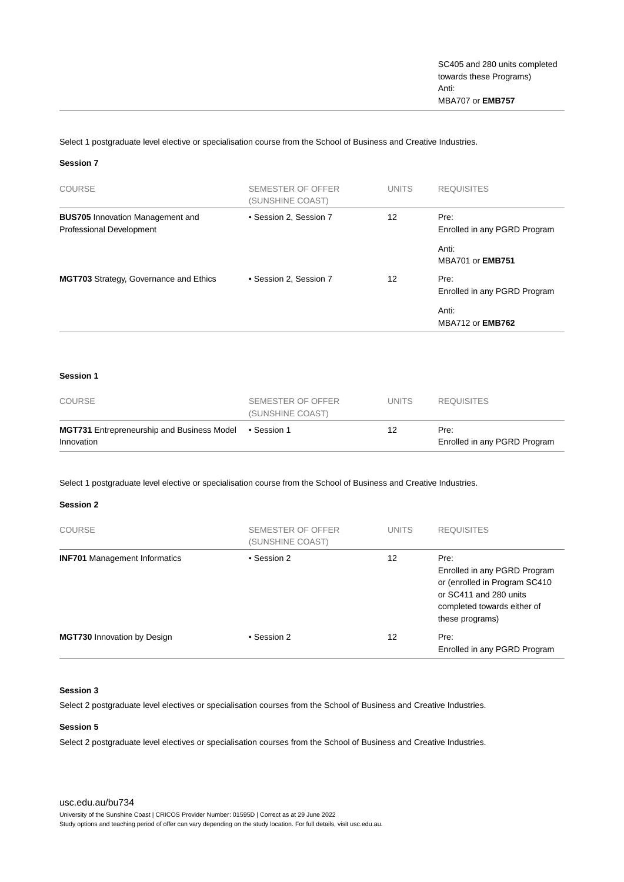| | | | SC405 and 280 units completed towards these Programs)<br>Anti:<br>MBA707 or **EMB757** |
|---|---|---|---|

Select 1 postgraduate level elective or specialisation course from the School of Business and Creative Industries.

**Session 7**

| COURSE | SEMESTER OF OFFER (SUNSHINE COAST) | UNITS | REQUISITES |
|---|---|---|---|
| **BUS705** Innovation Management and Professional Development | • Session 2, Session 7 | 12 | Pre:<br>Enrolled in any PGRD Program<br><br>Anti:<br>MBA701 or **EMB751** |
| **MGT703** Strategy, Governance and Ethics | • Session 2, Session 7 | 12 | Pre:<br>Enrolled in any PGRD Program<br><br>Anti:<br>MBA712 or **EMB762** |

**Session 1**

| COURSE | SEMESTER OF OFFER (SUNSHINE COAST) | UNITS | REQUISITES |
|---|---|---|---|
| **MGT731** Entrepreneurship and Business Model Innovation | • Session 1 | 12 | Pre:<br>Enrolled in any PGRD Program |

Select 1 postgraduate level elective or specialisation course from the School of Business and Creative Industries.

**Session 2**

| COURSE | SEMESTER OF OFFER (SUNSHINE COAST) | UNITS | REQUISITES |
|---|---|---|---|
| **INF701** Management Informatics | • Session 2 | 12 | Pre:<br>Enrolled in any PGRD Program or (enrolled in Program SC410 or SC411 and 280 units completed towards either of these programs) |
| **MGT730** Innovation by Design | • Session 2 | 12 | Pre:<br>Enrolled in any PGRD Program |

**Session 3**

Select 2 postgraduate level electives or specialisation courses from the School of Business and Creative Industries.

**Session 5**

Select 2 postgraduate level electives or specialisation courses from the School of Business and Creative Industries.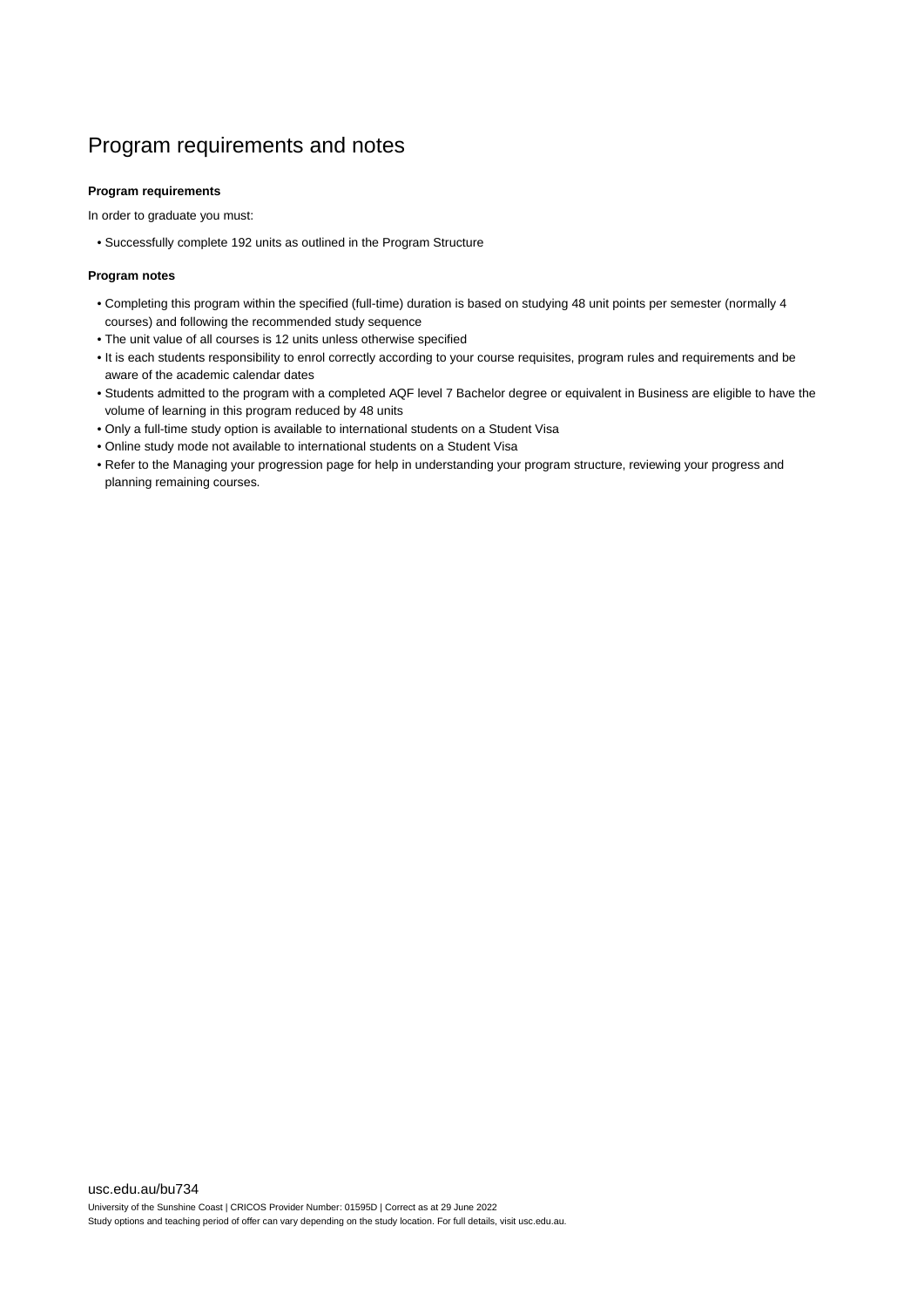# Program requirements and notes

**Program requirements**

In order to graduate you must:

- Successfully complete 192 units as outlined in the Program Structure

**Program notes**

- Completing this program within the specified (full-time) duration is based on studying 48 unit points per semester (normally 4 courses) and following the recommended study sequence
- The unit value of all courses is 12 units unless otherwise specified
- It is each students responsibility to enrol correctly according to your course requisites, program rules and requirements and be aware of the academic calendar dates
- Students admitted to the program with a completed AQF level 7 Bachelor degree or equivalent in Business are eligible to have the volume of learning in this program reduced by 48 units
- Only a full-time study option is available to international students on a Student Visa
- Online study mode not available to international students on a Student Visa
- Refer to the Managing your progression page for help in understanding your program structure, reviewing your progress and planning remaining courses.